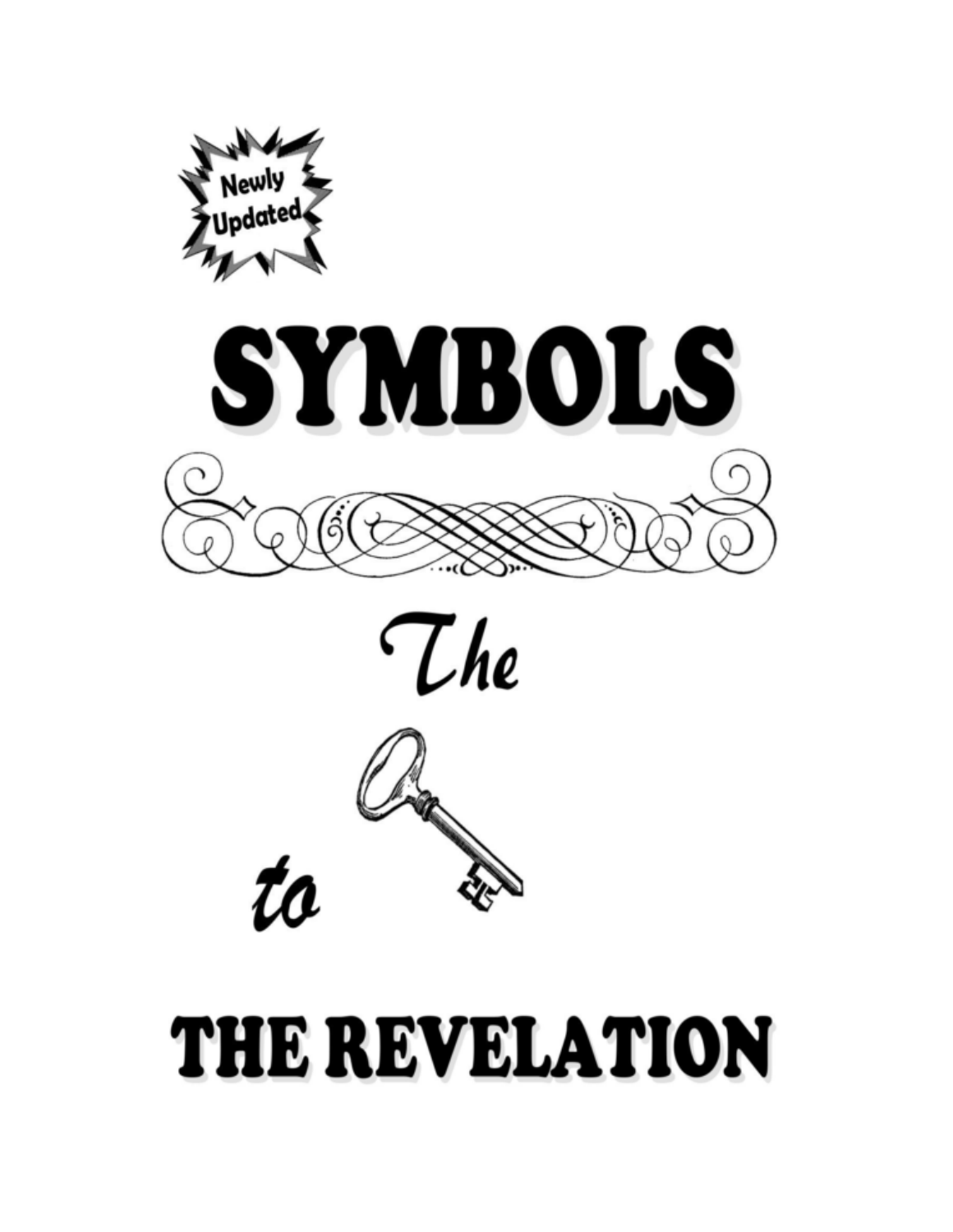Newly Updated

# SYMBOLS

*The*

*to*

# THE REVELATION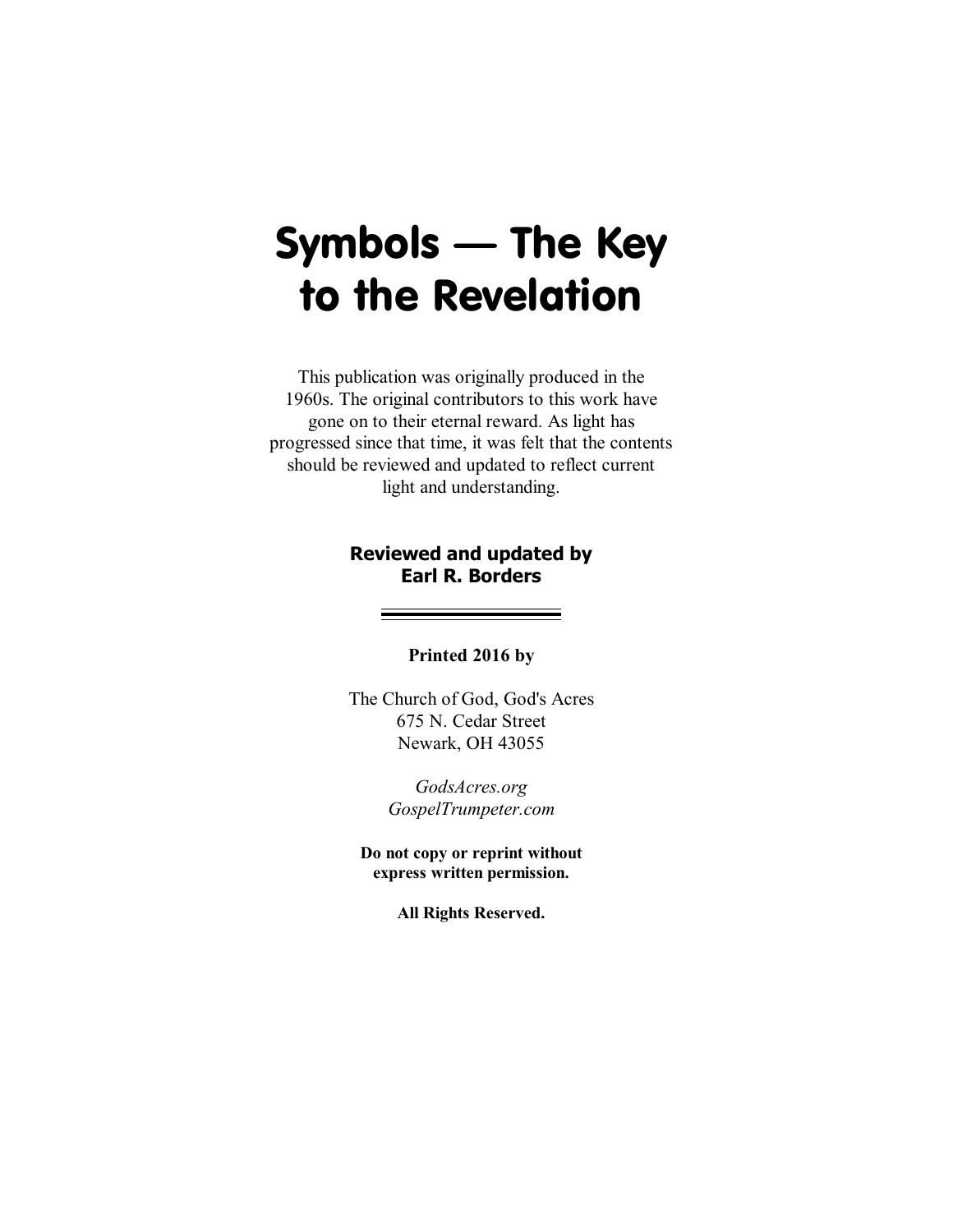# Symbols — The Key to the Revelation

This publication was originally produced in the 1960s. The original contributors to this work have gone on to their eternal reward. As light has progressed since that time, it was felt that the contents should be reviewed and updated to reflect current light and understanding.

**Reviewed and updated by**
**Earl R. Borders**

---

**Printed 2016 by**

The Church of God, God's Acres
675 N. Cedar Street
Newark, OH 43055

*GodsAcres.org*
*GospelTrumpeter.com*

**Do not copy or reprint without express written permission.**

**All Rights Reserved.**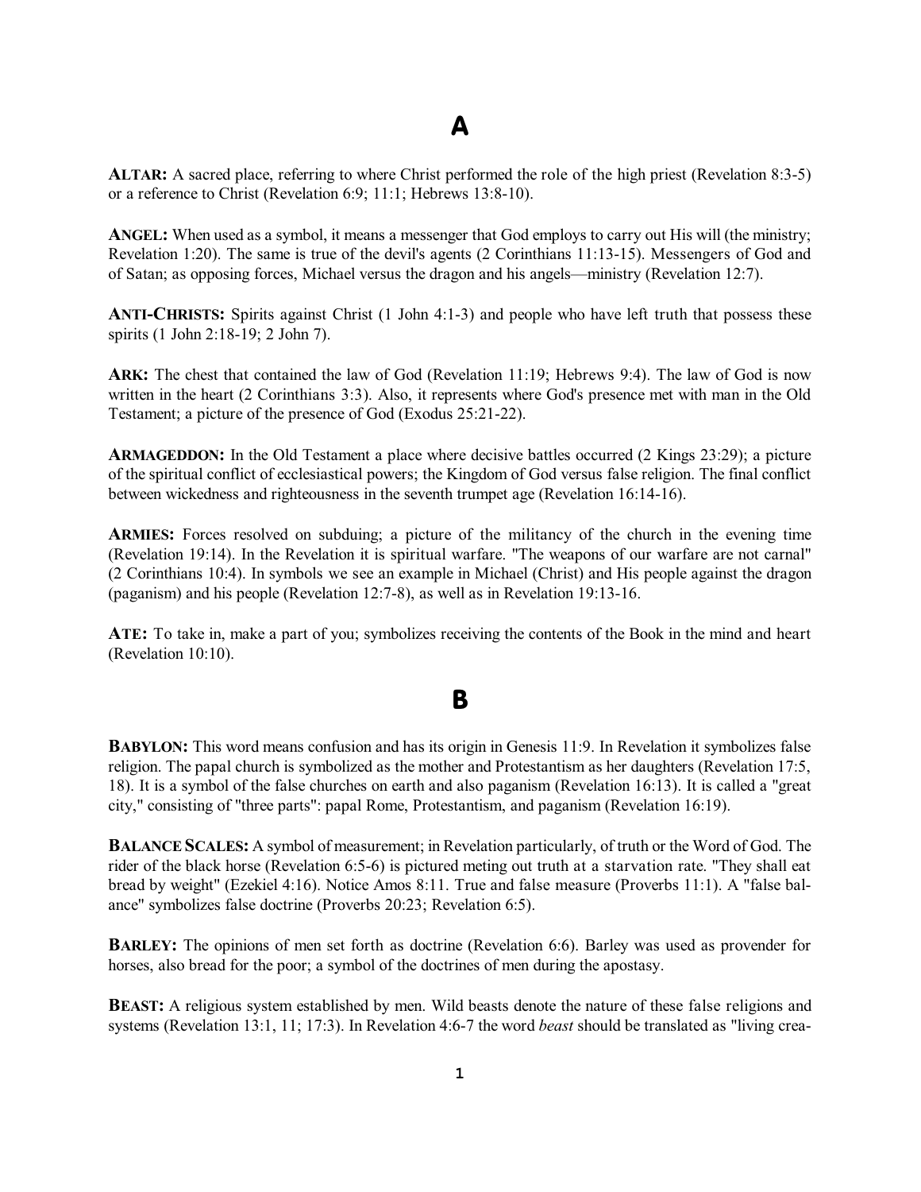# A

**ALTAR:** A sacred place, referring to where Christ performed the role of the high priest (Revelation 8:3-5) or a reference to Christ (Revelation 6:9; 11:1; Hebrews 13:8-10).

**ANGEL:** When used as a symbol, it means a messenger that God employs to carry out His will (the ministry; Revelation 1:20). The same is true of the devil's agents (2 Corinthians 11:13-15). Messengers of God and of Satan; as opposing forces, Michael versus the dragon and his angels—ministry (Revelation 12:7).

**ANTI-CHRISTS:** Spirits against Christ (1 John 4:1-3) and people who have left truth that possess these spirits (1 John 2:18-19; 2 John 7).

**ARK:** The chest that contained the law of God (Revelation 11:19; Hebrews 9:4). The law of God is now written in the heart (2 Corinthians 3:3). Also, it represents where God's presence met with man in the Old Testament; a picture of the presence of God (Exodus 25:21-22).

**ARMAGEDDON:** In the Old Testament a place where decisive battles occurred (2 Kings 23:29); a picture of the spiritual conflict of ecclesiastical powers; the Kingdom of God versus false religion. The final conflict between wickedness and righteousness in the seventh trumpet age (Revelation 16:14-16).

**ARMIES:** Forces resolved on subduing; a picture of the militancy of the church in the evening time (Revelation 19:14). In the Revelation it is spiritual warfare. "The weapons of our warfare are not carnal" (2 Corinthians 10:4). In symbols we see an example in Michael (Christ) and His people against the dragon (paganism) and his people (Revelation 12:7-8), as well as in Revelation 19:13-16.

**ATE:** To take in, make a part of you; symbolizes receiving the contents of the Book in the mind and heart (Revelation 10:10).

# B

**BABYLON:** This word means confusion and has its origin in Genesis 11:9. In Revelation it symbolizes false religion. The papal church is symbolized as the mother and Protestantism as her daughters (Revelation 17:5, 18). It is a symbol of the false churches on earth and also paganism (Revelation 16:13). It is called a "great city," consisting of "three parts": papal Rome, Protestantism, and paganism (Revelation 16:19).

**BALANCE SCALES:** A symbol of measurement; in Revelation particularly, of truth or the Word of God. The rider of the black horse (Revelation 6:5-6) is pictured meting out truth at a starvation rate. "They shall eat bread by weight" (Ezekiel 4:16). Notice Amos 8:11. True and false measure (Proverbs 11:1). A "false balance" symbolizes false doctrine (Proverbs 20:23; Revelation 6:5).

**BARLEY:** The opinions of men set forth as doctrine (Revelation 6:6). Barley was used as provender for horses, also bread for the poor; a symbol of the doctrines of men during the apostasy.

**BEAST:** A religious system established by men. Wild beasts denote the nature of these false religions and systems (Revelation 13:1, 11; 17:3). In Revelation 4:6-7 the word *beast* should be translated as "living crea-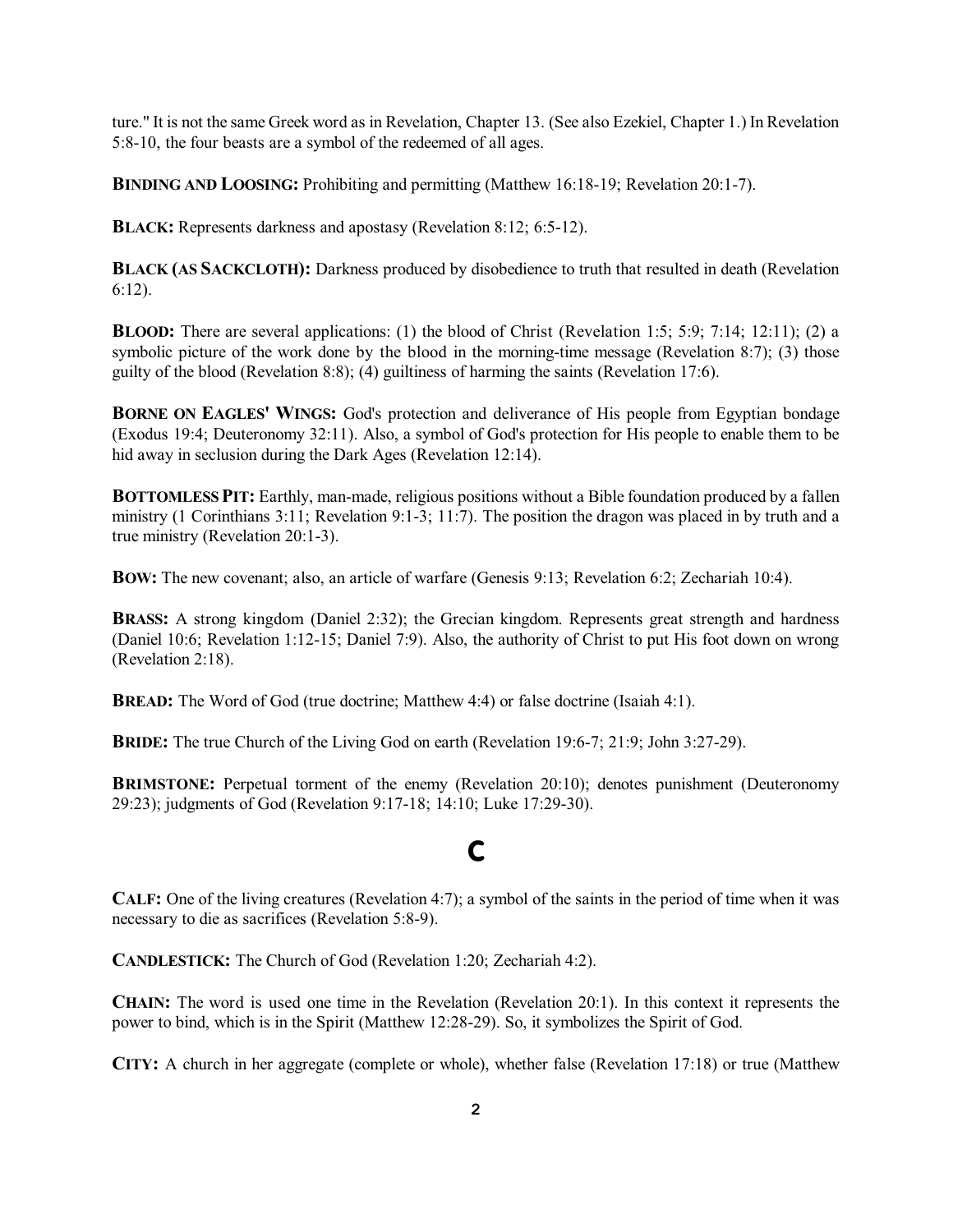ture." It is not the same Greek word as in Revelation, Chapter 13. (See also Ezekiel, Chapter 1.) In Revelation 5:8-10, the four beasts are a symbol of the redeemed of all ages.

**BINDING AND LOOSING:** Prohibiting and permitting (Matthew 16:18-19; Revelation 20:1-7).

**BLACK:** Represents darkness and apostasy (Revelation 8:12; 6:5-12).

**BLACK (AS SACKCLOTH):** Darkness produced by disobedience to truth that resulted in death (Revelation 6:12).

**BLOOD:** There are several applications: (1) the blood of Christ (Revelation 1:5; 5:9; 7:14; 12:11); (2) a symbolic picture of the work done by the blood in the morning-time message (Revelation 8:7); (3) those guilty of the blood (Revelation 8:8); (4) guiltiness of harming the saints (Revelation 17:6).

**BORNE ON EAGLES' WINGS:** God's protection and deliverance of His people from Egyptian bondage (Exodus 19:4; Deuteronomy 32:11). Also, a symbol of God's protection for His people to enable them to be hid away in seclusion during the Dark Ages (Revelation 12:14).

**BOTTOMLESS PIT:** Earthly, man-made, religious positions without a Bible foundation produced by a fallen ministry (1 Corinthians 3:11; Revelation 9:1-3; 11:7). The position the dragon was placed in by truth and a true ministry (Revelation 20:1-3).

**BOW:** The new covenant; also, an article of warfare (Genesis 9:13; Revelation 6:2; Zechariah 10:4).

**BRASS:** A strong kingdom (Daniel 2:32); the Grecian kingdom. Represents great strength and hardness (Daniel 10:6; Revelation 1:12-15; Daniel 7:9). Also, the authority of Christ to put His foot down on wrong (Revelation 2:18).

**BREAD:** The Word of God (true doctrine; Matthew 4:4) or false doctrine (Isaiah 4:1).

**BRIDE:** The true Church of the Living God on earth (Revelation 19:6-7; 21:9; John 3:27-29).

**BRIMSTONE:** Perpetual torment of the enemy (Revelation 20:10); denotes punishment (Deuteronomy 29:23); judgments of God (Revelation 9:17-18; 14:10; Luke 17:29-30).

## C

**CALF:** One of the living creatures (Revelation 4:7); a symbol of the saints in the period of time when it was necessary to die as sacrifices (Revelation 5:8-9).

**CANDLESTICK:** The Church of God (Revelation 1:20; Zechariah 4:2).

**CHAIN:** The word is used one time in the Revelation (Revelation 20:1). In this context it represents the power to bind, which is in the Spirit (Matthew 12:28-29). So, it symbolizes the Spirit of God.

**CITY:** A church in her aggregate (complete or whole), whether false (Revelation 17:18) or true (Matthew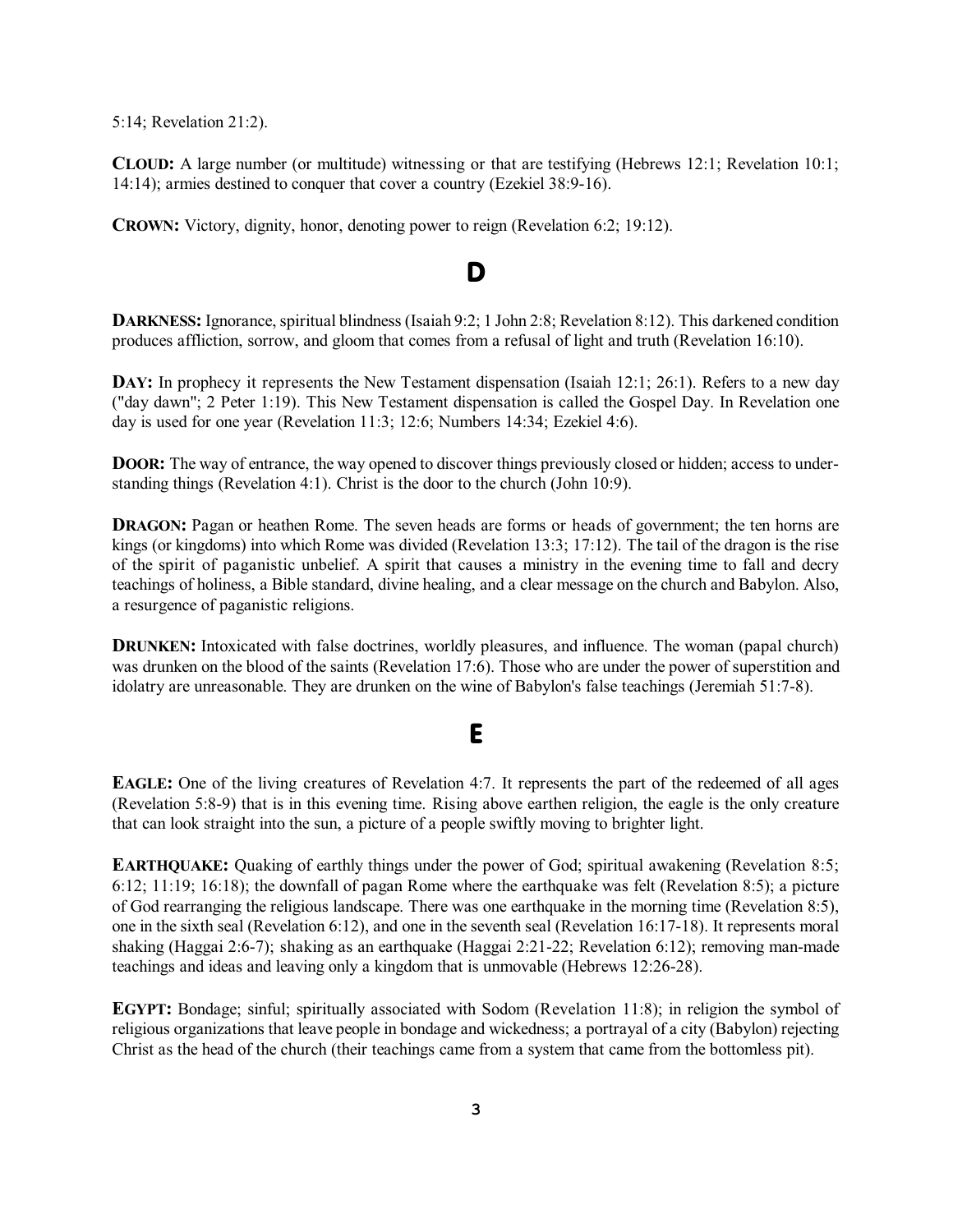5:14; Revelation 21:2).

**CLOUD:** A large number (or multitude) witnessing or that are testifying (Hebrews 12:1; Revelation 10:1; 14:14); armies destined to conquer that cover a country (Ezekiel 38:9-16).

**CROWN:** Victory, dignity, honor, denoting power to reign (Revelation 6:2; 19:12).

## D

**DARKNESS:** Ignorance, spiritual blindness (Isaiah 9:2; 1 John 2:8; Revelation 8:12). This darkened condition produces affliction, sorrow, and gloom that comes from a refusal of light and truth (Revelation 16:10).

**DAY:** In prophecy it represents the New Testament dispensation (Isaiah 12:1; 26:1). Refers to a new day ("day dawn"; 2 Peter 1:19). This New Testament dispensation is called the Gospel Day. In Revelation one day is used for one year (Revelation 11:3; 12:6; Numbers 14:34; Ezekiel 4:6).

**DOOR:** The way of entrance, the way opened to discover things previously closed or hidden; access to understanding things (Revelation 4:1). Christ is the door to the church (John 10:9).

**DRAGON:** Pagan or heathen Rome. The seven heads are forms or heads of government; the ten horns are kings (or kingdoms) into which Rome was divided (Revelation 13:3; 17:12). The tail of the dragon is the rise of the spirit of paganistic unbelief. A spirit that causes a ministry in the evening time to fall and decry teachings of holiness, a Bible standard, divine healing, and a clear message on the church and Babylon. Also, a resurgence of paganistic religions.

**DRUNKEN:** Intoxicated with false doctrines, worldly pleasures, and influence. The woman (papal church) was drunken on the blood of the saints (Revelation 17:6). Those who are under the power of superstition and idolatry are unreasonable. They are drunken on the wine of Babylon's false teachings (Jeremiah 51:7-8).

## E

**EAGLE:** One of the living creatures of Revelation 4:7. It represents the part of the redeemed of all ages (Revelation 5:8-9) that is in this evening time. Rising above earthen religion, the eagle is the only creature that can look straight into the sun, a picture of a people swiftly moving to brighter light.

**EARTHQUAKE:** Quaking of earthly things under the power of God; spiritual awakening (Revelation 8:5; 6:12; 11:19; 16:18); the downfall of pagan Rome where the earthquake was felt (Revelation 8:5); a picture of God rearranging the religious landscape. There was one earthquake in the morning time (Revelation 8:5), one in the sixth seal (Revelation 6:12), and one in the seventh seal (Revelation 16:17-18). It represents moral shaking (Haggai 2:6-7); shaking as an earthquake (Haggai 2:21-22; Revelation 6:12); removing man-made teachings and ideas and leaving only a kingdom that is unmovable (Hebrews 12:26-28).

**EGYPT:** Bondage; sinful; spiritually associated with Sodom (Revelation 11:8); in religion the symbol of religious organizations that leave people in bondage and wickedness; a portrayal of a city (Babylon) rejecting Christ as the head of the church (their teachings came from a system that came from the bottomless pit).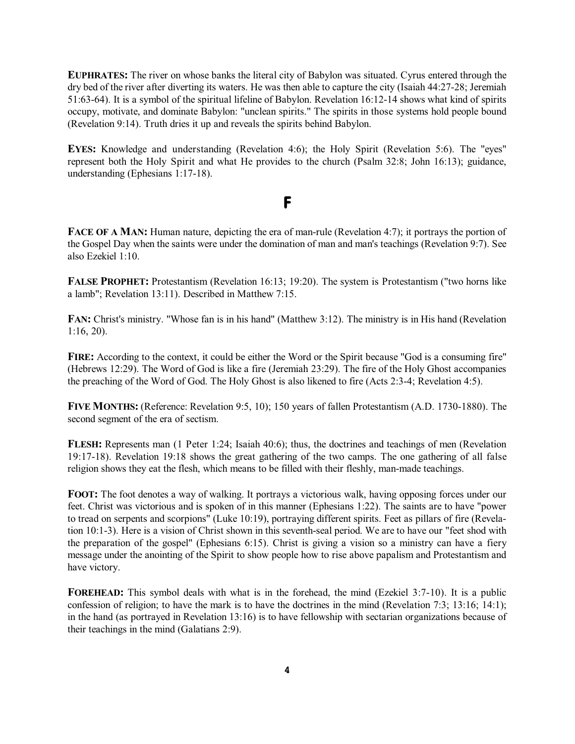**EUPHRATES:** The river on whose banks the literal city of Babylon was situated. Cyrus entered through the dry bed of the river after diverting its waters. He was then able to capture the city (Isaiah 44:27-28; Jeremiah 51:63-64). It is a symbol of the spiritual lifeline of Babylon. Revelation 16:12-14 shows what kind of spirits occupy, motivate, and dominate Babylon: "unclean spirits." The spirits in those systems hold people bound (Revelation 9:14). Truth dries it up and reveals the spirits behind Babylon.

**EYES:** Knowledge and understanding (Revelation 4:6); the Holy Spirit (Revelation 5:6). The "eyes" represent both the Holy Spirit and what He provides to the church (Psalm 32:8; John 16:13); guidance, understanding (Ephesians 1:17-18).

## F

**FACE OF A MAN:** Human nature, depicting the era of man-rule (Revelation 4:7); it portrays the portion of the Gospel Day when the saints were under the domination of man and man's teachings (Revelation 9:7). See also Ezekiel 1:10.

**FALSE PROPHET:** Protestantism (Revelation 16:13; 19:20). The system is Protestantism ("two horns like a lamb"; Revelation 13:11). Described in Matthew 7:15.

**FAN:** Christ's ministry. "Whose fan is in his hand" (Matthew 3:12). The ministry is in His hand (Revelation 1:16, 20).

**FIRE:** According to the context, it could be either the Word or the Spirit because "God is a consuming fire" (Hebrews 12:29). The Word of God is like a fire (Jeremiah 23:29). The fire of the Holy Ghost accompanies the preaching of the Word of God. The Holy Ghost is also likened to fire (Acts 2:3-4; Revelation 4:5).

**FIVE MONTHS:** (Reference: Revelation 9:5, 10); 150 years of fallen Protestantism (A.D. 1730-1880). The second segment of the era of sectism.

**FLESH:** Represents man (1 Peter 1:24; Isaiah 40:6); thus, the doctrines and teachings of men (Revelation 19:17-18). Revelation 19:18 shows the great gathering of the two camps. The one gathering of all false religion shows they eat the flesh, which means to be filled with their fleshly, man-made teachings.

**FOOT:** The foot denotes a way of walking. It portrays a victorious walk, having opposing forces under our feet. Christ was victorious and is spoken of in this manner (Ephesians 1:22). The saints are to have "power to tread on serpents and scorpions" (Luke 10:19), portraying different spirits. Feet as pillars of fire (Revelation 10:1-3). Here is a vision of Christ shown in this seventh-seal period. We are to have our "feet shod with the preparation of the gospel" (Ephesians 6:15). Christ is giving a vision so a ministry can have a fiery message under the anointing of the Spirit to show people how to rise above papalism and Protestantism and have victory.

**FOREHEAD:** This symbol deals with what is in the forehead, the mind (Ezekiel 3:7-10). It is a public confession of religion; to have the mark is to have the doctrines in the mind (Revelation 7:3; 13:16; 14:1); in the hand (as portrayed in Revelation 13:16) is to have fellowship with sectarian organizations because of their teachings in the mind (Galatians 2:9).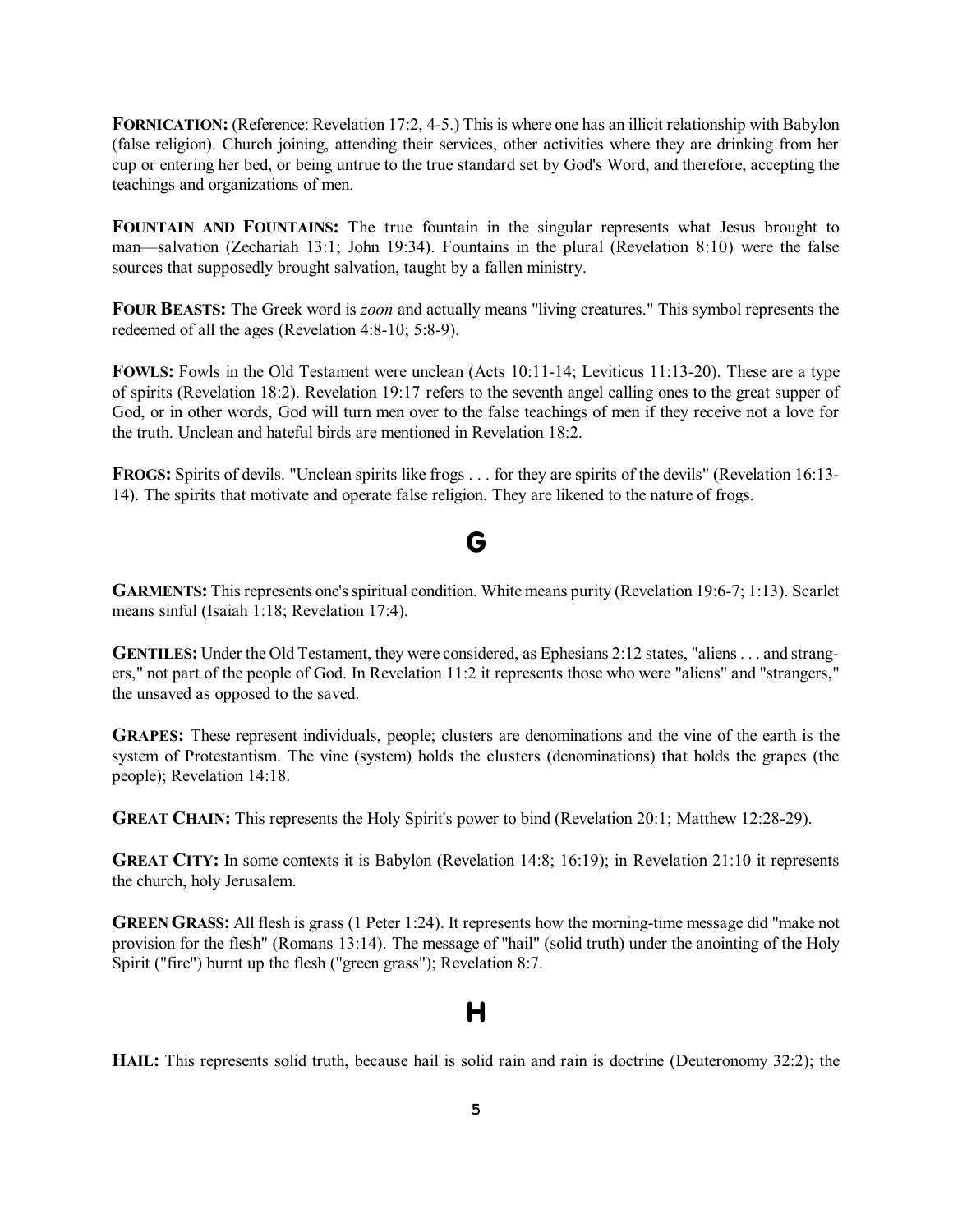**FORNICATION:** (Reference: Revelation 17:2, 4-5.) This is where one has an illicit relationship with Babylon (false religion). Church joining, attending their services, other activities where they are drinking from her cup or entering her bed, or being untrue to the true standard set by God's Word, and therefore, accepting the teachings and organizations of men.

**FOUNTAIN AND FOUNTAINS:** The true fountain in the singular represents what Jesus brought to man—salvation (Zechariah 13:1; John 19:34). Fountains in the plural (Revelation 8:10) were the false sources that supposedly brought salvation, taught by a fallen ministry.

**FOUR BEASTS:** The Greek word is *zoon* and actually means "living creatures." This symbol represents the redeemed of all the ages (Revelation 4:8-10; 5:8-9).

**FOWLS:** Fowls in the Old Testament were unclean (Acts 10:11-14; Leviticus 11:13-20). These are a type of spirits (Revelation 18:2). Revelation 19:17 refers to the seventh angel calling ones to the great supper of God, or in other words, God will turn men over to the false teachings of men if they receive not a love for the truth. Unclean and hateful birds are mentioned in Revelation 18:2.

**FROGS:** Spirits of devils. "Unclean spirits like frogs . . . for they are spirits of the devils" (Revelation 16:13-14). The spirits that motivate and operate false religion. They are likened to the nature of frogs.

## G

**GARMENTS:** This represents one's spiritual condition. White means purity (Revelation 19:6-7; 1:13). Scarlet means sinful (Isaiah 1:18; Revelation 17:4).

**GENTILES:** Under the Old Testament, they were considered, as Ephesians 2:12 states, "aliens . . . and strangers," not part of the people of God. In Revelation 11:2 it represents those who were "aliens" and "strangers," the unsaved as opposed to the saved.

**GRAPES:** These represent individuals, people; clusters are denominations and the vine of the earth is the system of Protestantism. The vine (system) holds the clusters (denominations) that holds the grapes (the people); Revelation 14:18.

**GREAT CHAIN:** This represents the Holy Spirit's power to bind (Revelation 20:1; Matthew 12:28-29).

**GREAT CITY:** In some contexts it is Babylon (Revelation 14:8; 16:19); in Revelation 21:10 it represents the church, holy Jerusalem.

**GREEN GRASS:** All flesh is grass (1 Peter 1:24). It represents how the morning-time message did "make not provision for the flesh" (Romans 13:14). The message of "hail" (solid truth) under the anointing of the Holy Spirit ("fire") burnt up the flesh ("green grass"); Revelation 8:7.

## H

**HAIL:** This represents solid truth, because hail is solid rain and rain is doctrine (Deuteronomy 32:2); the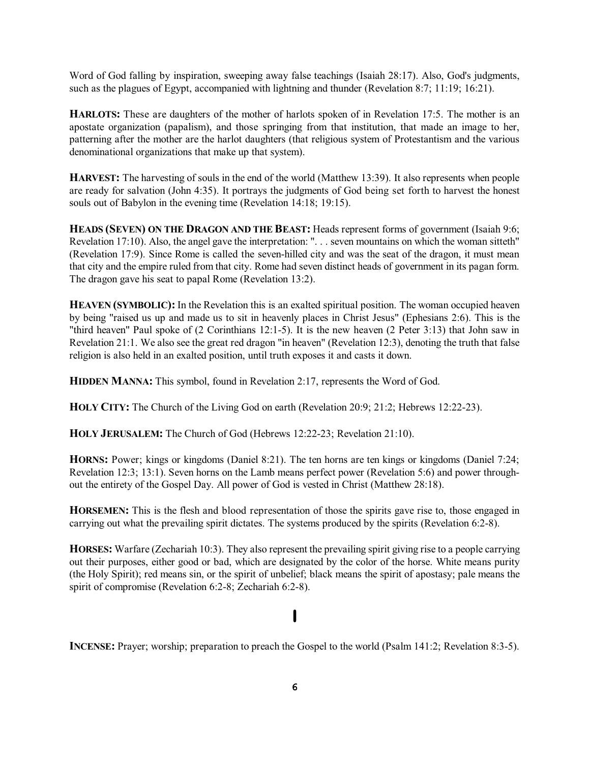Word of God falling by inspiration, sweeping away false teachings (Isaiah 28:17). Also, God's judgments, such as the plagues of Egypt, accompanied with lightning and thunder (Revelation 8:7; 11:19; 16:21).

**HARLOTS:** These are daughters of the mother of harlots spoken of in Revelation 17:5. The mother is an apostate organization (papalism), and those springing from that institution, that made an image to her, patterning after the mother are the harlot daughters (that religious system of Protestantism and the various denominational organizations that make up that system).

**HARVEST:** The harvesting of souls in the end of the world (Matthew 13:39). It also represents when people are ready for salvation (John 4:35). It portrays the judgments of God being set forth to harvest the honest souls out of Babylon in the evening time (Revelation 14:18; 19:15).

**HEADS (SEVEN) ON THE DRAGON AND THE BEAST:** Heads represent forms of government (Isaiah 9:6; Revelation 17:10). Also, the angel gave the interpretation: ". . . seven mountains on which the woman sitteth" (Revelation 17:9). Since Rome is called the seven-hilled city and was the seat of the dragon, it must mean that city and the empire ruled from that city. Rome had seven distinct heads of government in its pagan form. The dragon gave his seat to papal Rome (Revelation 13:2).

**HEAVEN (SYMBOLIC):** In the Revelation this is an exalted spiritual position. The woman occupied heaven by being "raised us up and made us to sit in heavenly places in Christ Jesus" (Ephesians 2:6). This is the "third heaven" Paul spoke of (2 Corinthians 12:1-5). It is the new heaven (2 Peter 3:13) that John saw in Revelation 21:1. We also see the great red dragon "in heaven" (Revelation 12:3), denoting the truth that false religion is also held in an exalted position, until truth exposes it and casts it down.

**HIDDEN MANNA:** This symbol, found in Revelation 2:17, represents the Word of God.

**HOLY CITY:** The Church of the Living God on earth (Revelation 20:9; 21:2; Hebrews 12:22-23).

**HOLY JERUSALEM:** The Church of God (Hebrews 12:22-23; Revelation 21:10).

**HORNS:** Power; kings or kingdoms (Daniel 8:21). The ten horns are ten kings or kingdoms (Daniel 7:24; Revelation 12:3; 13:1). Seven horns on the Lamb means perfect power (Revelation 5:6) and power throughout the entirety of the Gospel Day. All power of God is vested in Christ (Matthew 28:18).

**HORSEMEN:** This is the flesh and blood representation of those the spirits gave rise to, those engaged in carrying out what the prevailing spirit dictates. The systems produced by the spirits (Revelation 6:2-8).

**HORSES:** Warfare (Zechariah 10:3). They also represent the prevailing spirit giving rise to a people carrying out their purposes, either good or bad, which are designated by the color of the horse. White means purity (the Holy Spirit); red means sin, or the spirit of unbelief; black means the spirit of apostasy; pale means the spirit of compromise (Revelation 6:2-8; Zechariah 6:2-8).

## I

**INCENSE:** Prayer; worship; preparation to preach the Gospel to the world (Psalm 141:2; Revelation 8:3-5).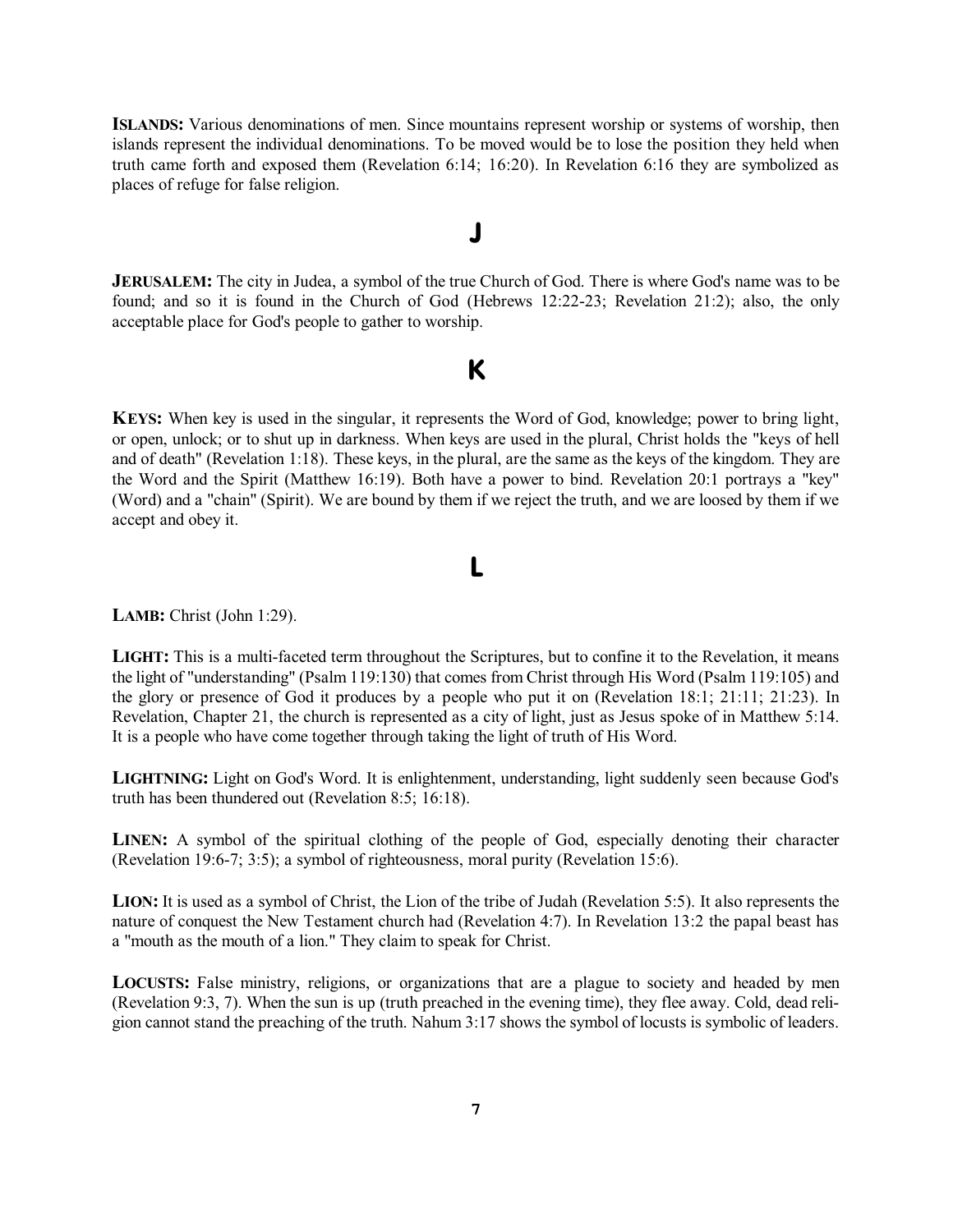**ISLANDS:** Various denominations of men. Since mountains represent worship or systems of worship, then islands represent the individual denominations. To be moved would be to lose the position they held when truth came forth and exposed them (Revelation 6:14; 16:20). In Revelation 6:16 they are symbolized as places of refuge for false religion.

## J

**JERUSALEM:** The city in Judea, a symbol of the true Church of God. There is where God's name was to be found; and so it is found in the Church of God (Hebrews 12:22-23; Revelation 21:2); also, the only acceptable place for God's people to gather to worship.

## K

**KEYS:** When key is used in the singular, it represents the Word of God, knowledge; power to bring light, or open, unlock; or to shut up in darkness. When keys are used in the plural, Christ holds the "keys of hell and of death" (Revelation 1:18). These keys, in the plural, are the same as the keys of the kingdom. They are the Word and the Spirit (Matthew 16:19). Both have a power to bind. Revelation 20:1 portrays a "key" (Word) and a "chain" (Spirit). We are bound by them if we reject the truth, and we are loosed by them if we accept and obey it.

## L

**LAMB:** Christ (John 1:29).

**LIGHT:** This is a multi-faceted term throughout the Scriptures, but to confine it to the Revelation, it means the light of "understanding" (Psalm 119:130) that comes from Christ through His Word (Psalm 119:105) and the glory or presence of God it produces by a people who put it on (Revelation 18:1; 21:11; 21:23). In Revelation, Chapter 21, the church is represented as a city of light, just as Jesus spoke of in Matthew 5:14. It is a people who have come together through taking the light of truth of His Word.

**LIGHTNING:** Light on God's Word. It is enlightenment, understanding, light suddenly seen because God's truth has been thundered out (Revelation 8:5; 16:18).

**LINEN:** A symbol of the spiritual clothing of the people of God, especially denoting their character (Revelation 19:6-7; 3:5); a symbol of righteousness, moral purity (Revelation 15:6).

**LION:** It is used as a symbol of Christ, the Lion of the tribe of Judah (Revelation 5:5). It also represents the nature of conquest the New Testament church had (Revelation 4:7). In Revelation 13:2 the papal beast has a "mouth as the mouth of a lion." They claim to speak for Christ.

**LOCUSTS:** False ministry, religions, or organizations that are a plague to society and headed by men (Revelation 9:3, 7). When the sun is up (truth preached in the evening time), they flee away. Cold, dead religion cannot stand the preaching of the truth. Nahum 3:17 shows the symbol of locusts is symbolic of leaders.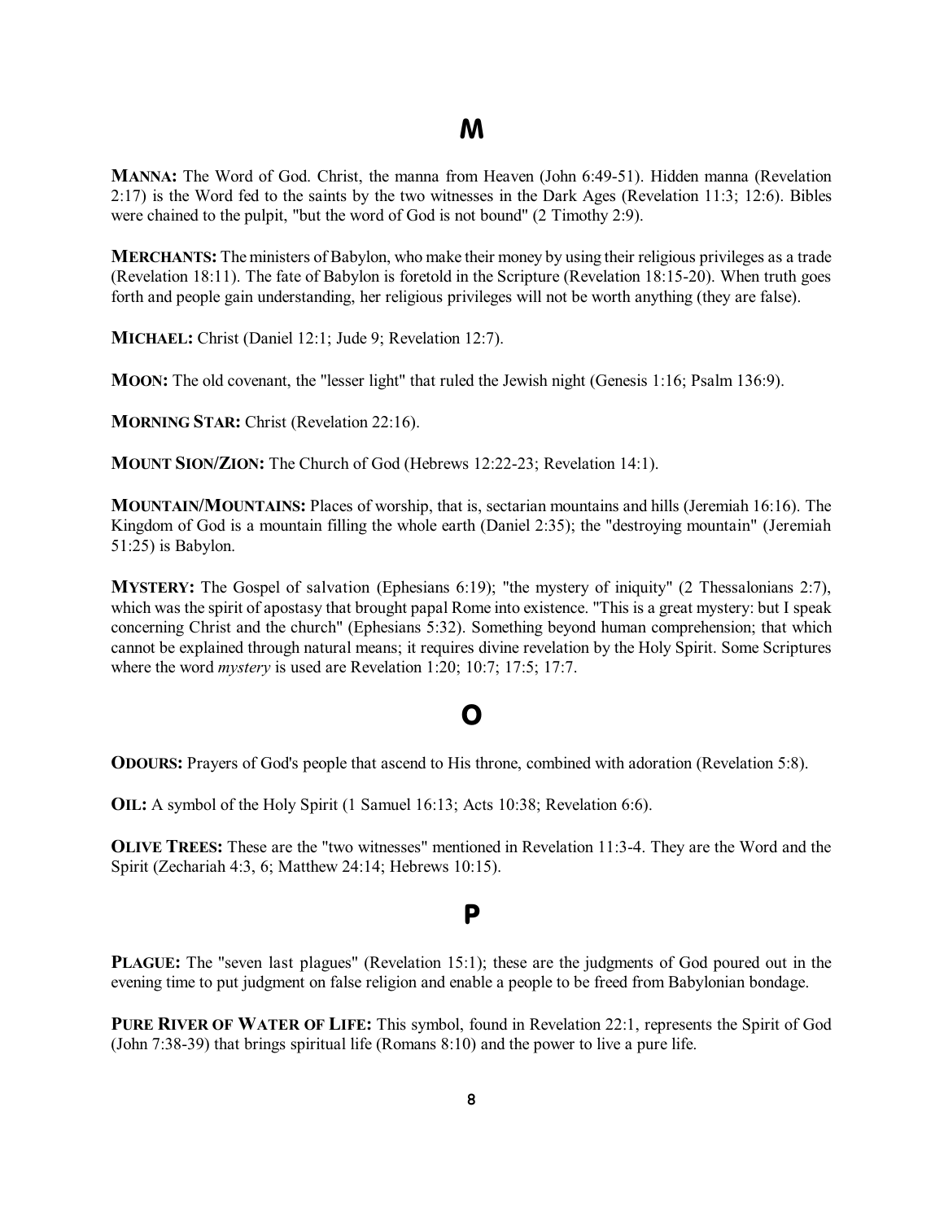# M

**MANNA:** The Word of God. Christ, the manna from Heaven (John 6:49-51). Hidden manna (Revelation 2:17) is the Word fed to the saints by the two witnesses in the Dark Ages (Revelation 11:3; 12:6). Bibles were chained to the pulpit, "but the word of God is not bound" (2 Timothy 2:9).

**MERCHANTS:** The ministers of Babylon, who make their money by using their religious privileges as a trade (Revelation 18:11). The fate of Babylon is foretold in the Scripture (Revelation 18:15-20). When truth goes forth and people gain understanding, her religious privileges will not be worth anything (they are false).

**MICHAEL:** Christ (Daniel 12:1; Jude 9; Revelation 12:7).

**MOON:** The old covenant, the "lesser light" that ruled the Jewish night (Genesis 1:16; Psalm 136:9).

**MORNING STAR:** Christ (Revelation 22:16).

**MOUNT SION/ZION:** The Church of God (Hebrews 12:22-23; Revelation 14:1).

**MOUNTAIN/MOUNTAINS:** Places of worship, that is, sectarian mountains and hills (Jeremiah 16:16). The Kingdom of God is a mountain filling the whole earth (Daniel 2:35); the "destroying mountain" (Jeremiah 51:25) is Babylon.

**MYSTERY:** The Gospel of salvation (Ephesians 6:19); "the mystery of iniquity" (2 Thessalonians 2:7), which was the spirit of apostasy that brought papal Rome into existence. "This is a great mystery: but I speak concerning Christ and the church" (Ephesians 5:32). Something beyond human comprehension; that which cannot be explained through natural means; it requires divine revelation by the Holy Spirit. Some Scriptures where the word *mystery* is used are Revelation 1:20; 10:7; 17:5; 17:7.

# O

**ODOURS:** Prayers of God's people that ascend to His throne, combined with adoration (Revelation 5:8).

**OIL:** A symbol of the Holy Spirit (1 Samuel 16:13; Acts 10:38; Revelation 6:6).

**OLIVE TREES:** These are the "two witnesses" mentioned in Revelation 11:3-4. They are the Word and the Spirit (Zechariah 4:3, 6; Matthew 24:14; Hebrews 10:15).

# P

**PLAGUE:** The "seven last plagues" (Revelation 15:1); these are the judgments of God poured out in the evening time to put judgment on false religion and enable a people to be freed from Babylonian bondage.

**PURE RIVER OF WATER OF LIFE:** This symbol, found in Revelation 22:1, represents the Spirit of God (John 7:38-39) that brings spiritual life (Romans 8:10) and the power to live a pure life.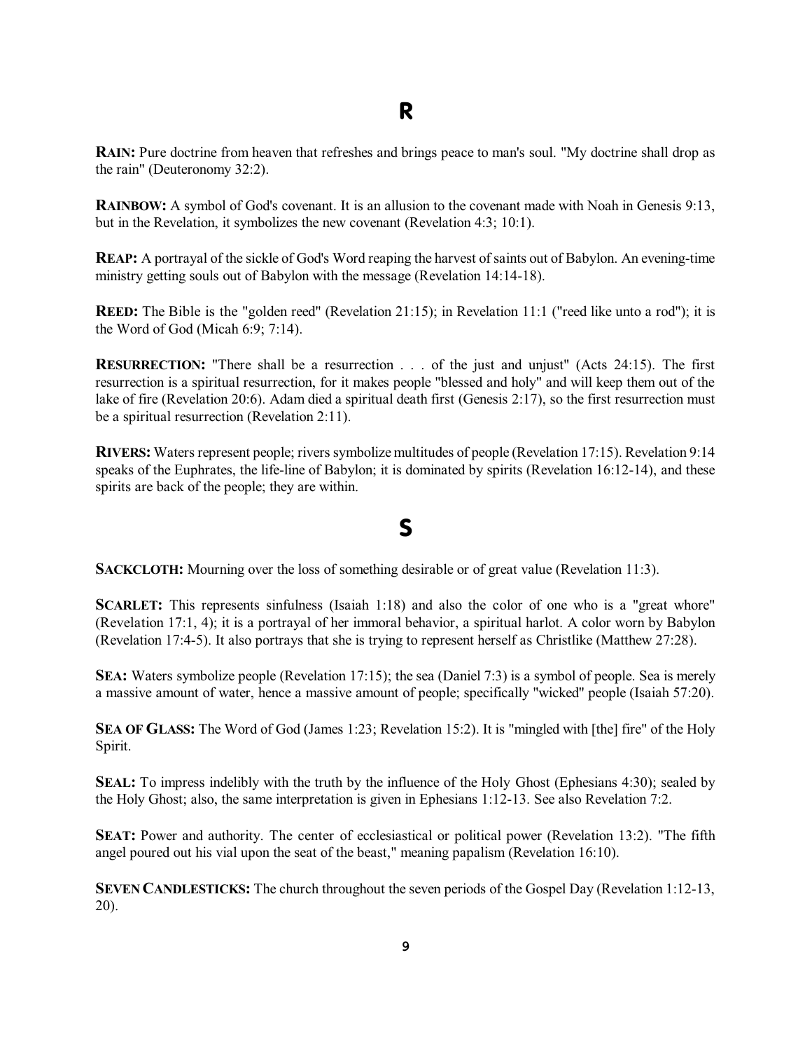## R

**RAIN:** Pure doctrine from heaven that refreshes and brings peace to man's soul. "My doctrine shall drop as the rain" (Deuteronomy 32:2).

**RAINBOW:** A symbol of God's covenant. It is an allusion to the covenant made with Noah in Genesis 9:13, but in the Revelation, it symbolizes the new covenant (Revelation 4:3; 10:1).

**REAP:** A portrayal of the sickle of God's Word reaping the harvest of saints out of Babylon. An evening-time ministry getting souls out of Babylon with the message (Revelation 14:14-18).

**REED:** The Bible is the "golden reed" (Revelation 21:15); in Revelation 11:1 ("reed like unto a rod"); it is the Word of God (Micah 6:9; 7:14).

**RESURRECTION:** "There shall be a resurrection . . . of the just and unjust" (Acts 24:15). The first resurrection is a spiritual resurrection, for it makes people "blessed and holy" and will keep them out of the lake of fire (Revelation 20:6). Adam died a spiritual death first (Genesis 2:17), so the first resurrection must be a spiritual resurrection (Revelation 2:11).

**RIVERS:** Waters represent people; rivers symbolize multitudes of people (Revelation 17:15). Revelation 9:14 speaks of the Euphrates, the life-line of Babylon; it is dominated by spirits (Revelation 16:12-14), and these spirits are back of the people; they are within.

## S

**SACKCLOTH:** Mourning over the loss of something desirable or of great value (Revelation 11:3).

**SCARLET:** This represents sinfulness (Isaiah 1:18) and also the color of one who is a "great whore" (Revelation 17:1, 4); it is a portrayal of her immoral behavior, a spiritual harlot. A color worn by Babylon (Revelation 17:4-5). It also portrays that she is trying to represent herself as Christlike (Matthew 27:28).

**SEA:** Waters symbolize people (Revelation 17:15); the sea (Daniel 7:3) is a symbol of people. Sea is merely a massive amount of water, hence a massive amount of people; specifically "wicked" people (Isaiah 57:20).

**SEA OF GLASS:** The Word of God (James 1:23; Revelation 15:2). It is "mingled with [the] fire" of the Holy Spirit.

**SEAL:** To impress indelibly with the truth by the influence of the Holy Ghost (Ephesians 4:30); sealed by the Holy Ghost; also, the same interpretation is given in Ephesians 1:12-13. See also Revelation 7:2.

**SEAT:** Power and authority. The center of ecclesiastical or political power (Revelation 13:2). "The fifth angel poured out his vial upon the seat of the beast," meaning papalism (Revelation 16:10).

**SEVEN CANDLESTICKS:** The church throughout the seven periods of the Gospel Day (Revelation 1:12-13, 20).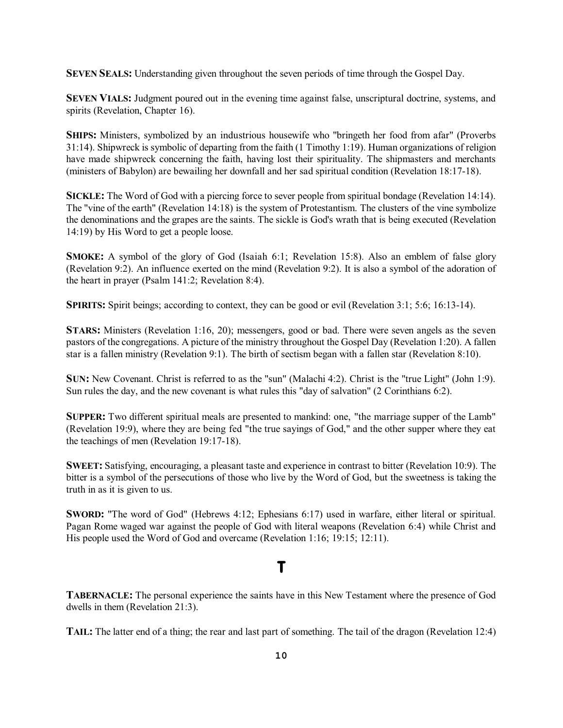**SEVEN SEALS:** Understanding given throughout the seven periods of time through the Gospel Day.

**SEVEN VIALS:** Judgment poured out in the evening time against false, unscriptural doctrine, systems, and spirits (Revelation, Chapter 16).

**SHIPS:** Ministers, symbolized by an industrious housewife who "bringeth her food from afar" (Proverbs 31:14). Shipwreck is symbolic of departing from the faith (1 Timothy 1:19). Human organizations of religion have made shipwreck concerning the faith, having lost their spirituality. The shipmasters and merchants (ministers of Babylon) are bewailing her downfall and her sad spiritual condition (Revelation 18:17-18).

**SICKLE:** The Word of God with a piercing force to sever people from spiritual bondage (Revelation 14:14). The "vine of the earth" (Revelation 14:18) is the system of Protestantism. The clusters of the vine symbolize the denominations and the grapes are the saints. The sickle is God's wrath that is being executed (Revelation 14:19) by His Word to get a people loose.

**SMOKE:** A symbol of the glory of God (Isaiah 6:1; Revelation 15:8). Also an emblem of false glory (Revelation 9:2). An influence exerted on the mind (Revelation 9:2). It is also a symbol of the adoration of the heart in prayer (Psalm 141:2; Revelation 8:4).

**SPIRITS:** Spirit beings; according to context, they can be good or evil (Revelation 3:1; 5:6; 16:13-14).

**STARS:** Ministers (Revelation 1:16, 20); messengers, good or bad. There were seven angels as the seven pastors of the congregations. A picture of the ministry throughout the Gospel Day (Revelation 1:20). A fallen star is a fallen ministry (Revelation 9:1). The birth of sectism began with a fallen star (Revelation 8:10).

**SUN:** New Covenant. Christ is referred to as the "sun" (Malachi 4:2). Christ is the "true Light" (John 1:9). Sun rules the day, and the new covenant is what rules this "day of salvation" (2 Corinthians 6:2).

**SUPPER:** Two different spiritual meals are presented to mankind: one, "the marriage supper of the Lamb" (Revelation 19:9), where they are being fed "the true sayings of God," and the other supper where they eat the teachings of men (Revelation 19:17-18).

**SWEET:** Satisfying, encouraging, a pleasant taste and experience in contrast to bitter (Revelation 10:9). The bitter is a symbol of the persecutions of those who live by the Word of God, but the sweetness is taking the truth in as it is given to us.

**SWORD:** "The word of God" (Hebrews 4:12; Ephesians 6:17) used in warfare, either literal or spiritual. Pagan Rome waged war against the people of God with literal weapons (Revelation 6:4) while Christ and His people used the Word of God and overcame (Revelation 1:16; 19:15; 12:11).

## T

**TABERNACLE:** The personal experience the saints have in this New Testament where the presence of God dwells in them (Revelation 21:3).

**TAIL:** The latter end of a thing; the rear and last part of something. The tail of the dragon (Revelation 12:4)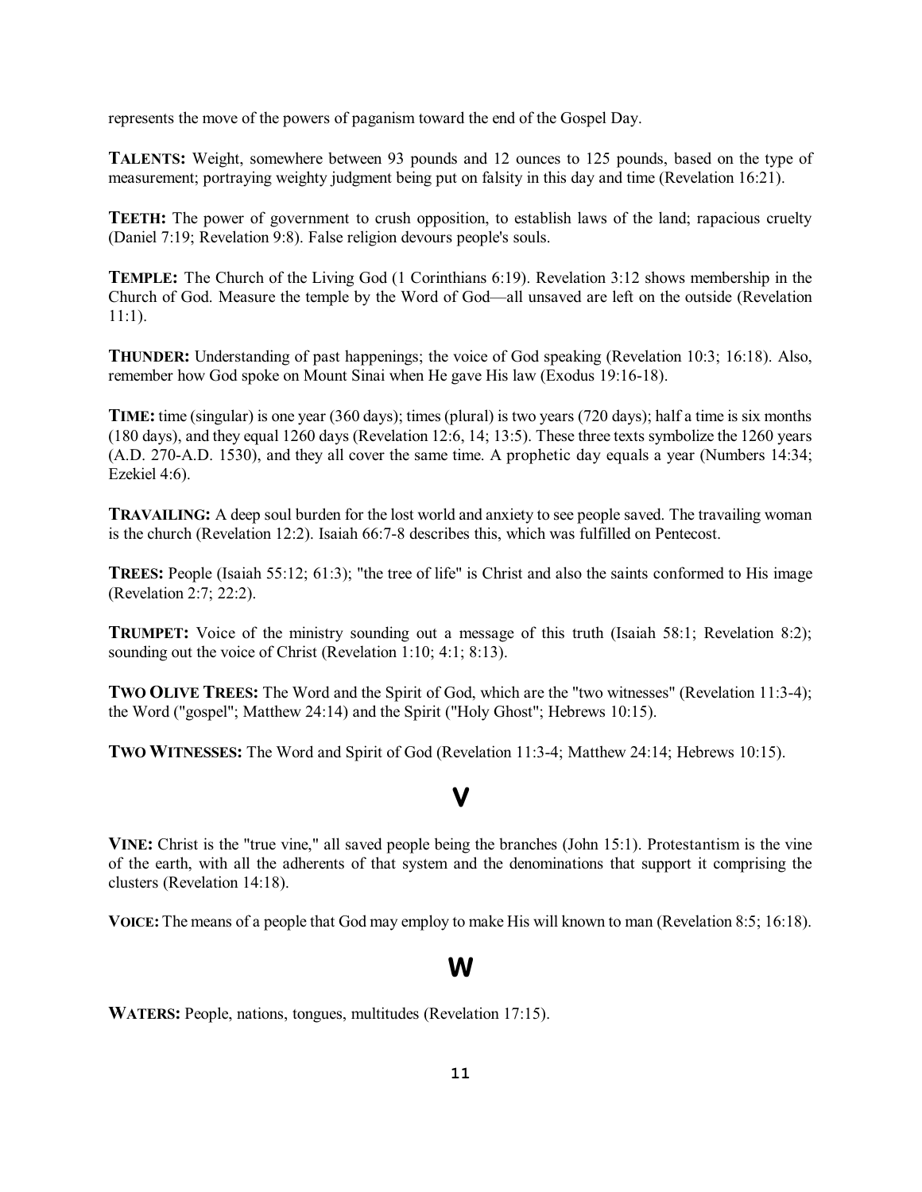represents the move of the powers of paganism toward the end of the Gospel Day.

**TALENTS:** Weight, somewhere between 93 pounds and 12 ounces to 125 pounds, based on the type of measurement; portraying weighty judgment being put on falsity in this day and time (Revelation 16:21).

**TEETH:** The power of government to crush opposition, to establish laws of the land; rapacious cruelty (Daniel 7:19; Revelation 9:8). False religion devours people's souls.

**TEMPLE:** The Church of the Living God (1 Corinthians 6:19). Revelation 3:12 shows membership in the Church of God. Measure the temple by the Word of God—all unsaved are left on the outside (Revelation 11:1).

**THUNDER:** Understanding of past happenings; the voice of God speaking (Revelation 10:3; 16:18). Also, remember how God spoke on Mount Sinai when He gave His law (Exodus 19:16-18).

**TIME:** time (singular) is one year (360 days); times (plural) is two years (720 days); half a time is six months (180 days), and they equal 1260 days (Revelation 12:6, 14; 13:5). These three texts symbolize the 1260 years (A.D. 270-A.D. 1530), and they all cover the same time. A prophetic day equals a year (Numbers 14:34; Ezekiel 4:6).

**TRAVAILING:** A deep soul burden for the lost world and anxiety to see people saved. The travailing woman is the church (Revelation 12:2). Isaiah 66:7-8 describes this, which was fulfilled on Pentecost.

**TREES:** People (Isaiah 55:12; 61:3); "the tree of life" is Christ and also the saints conformed to His image (Revelation 2:7; 22:2).

**TRUMPET:** Voice of the ministry sounding out a message of this truth (Isaiah 58:1; Revelation 8:2); sounding out the voice of Christ (Revelation 1:10; 4:1; 8:13).

**TWO OLIVE TREES:** The Word and the Spirit of God, which are the "two witnesses" (Revelation 11:3-4); the Word ("gospel"; Matthew 24:14) and the Spirit ("Holy Ghost"; Hebrews 10:15).

**TWO WITNESSES:** The Word and Spirit of God (Revelation 11:3-4; Matthew 24:14; Hebrews 10:15).

## V

**VINE:** Christ is the "true vine," all saved people being the branches (John 15:1). Protestantism is the vine of the earth, with all the adherents of that system and the denominations that support it comprising the clusters (Revelation 14:18).

**VOICE:** The means of a people that God may employ to make His will known to man (Revelation 8:5; 16:18).

## W

**WATERS:** People, nations, tongues, multitudes (Revelation 17:15).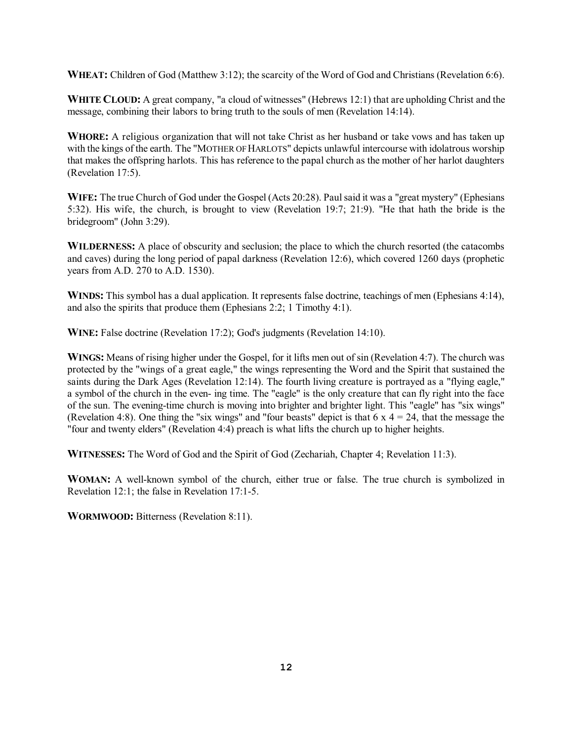**WHEAT:** Children of God (Matthew 3:12); the scarcity of the Word of God and Christians (Revelation 6:6).

**WHITE CLOUD:** A great company, "a cloud of witnesses" (Hebrews 12:1) that are upholding Christ and the message, combining their labors to bring truth to the souls of men (Revelation 14:14).

**WHORE:** A religious organization that will not take Christ as her husband or take vows and has taken up with the kings of the earth. The "MOTHER OF HARLOTS" depicts unlawful intercourse with idolatrous worship that makes the offspring harlots. This has reference to the papal church as the mother of her harlot daughters (Revelation 17:5).

**WIFE:** The true Church of God under the Gospel (Acts 20:28). Paul said it was a "great mystery" (Ephesians 5:32). His wife, the church, is brought to view (Revelation 19:7; 21:9). "He that hath the bride is the bridegroom" (John 3:29).

**WILDERNESS:** A place of obscurity and seclusion; the place to which the church resorted (the catacombs and caves) during the long period of papal darkness (Revelation 12:6), which covered 1260 days (prophetic years from A.D. 270 to A.D. 1530).

**WINDS:** This symbol has a dual application. It represents false doctrine, teachings of men (Ephesians 4:14), and also the spirits that produce them (Ephesians 2:2; 1 Timothy 4:1).

**WINE:** False doctrine (Revelation 17:2); God's judgments (Revelation 14:10).

**WINGS:** Means of rising higher under the Gospel, for it lifts men out of sin (Revelation 4:7). The church was protected by the "wings of a great eagle," the wings representing the Word and the Spirit that sustained the saints during the Dark Ages (Revelation 12:14). The fourth living creature is portrayed as a "flying eagle," a symbol of the church in the even- ing time. The "eagle" is the only creature that can fly right into the face of the sun. The evening-time church is moving into brighter and brighter light. This "eagle" has "six wings" (Revelation 4:8). One thing the "six wings" and "four beasts" depict is that 6 x 4 = 24, that the message the "four and twenty elders" (Revelation 4:4) preach is what lifts the church up to higher heights.

**WITNESSES:** The Word of God and the Spirit of God (Zechariah, Chapter 4; Revelation 11:3).

**WOMAN:** A well-known symbol of the church, either true or false. The true church is symbolized in Revelation 12:1; the false in Revelation 17:1-5.

**WORMWOOD:** Bitterness (Revelation 8:11).